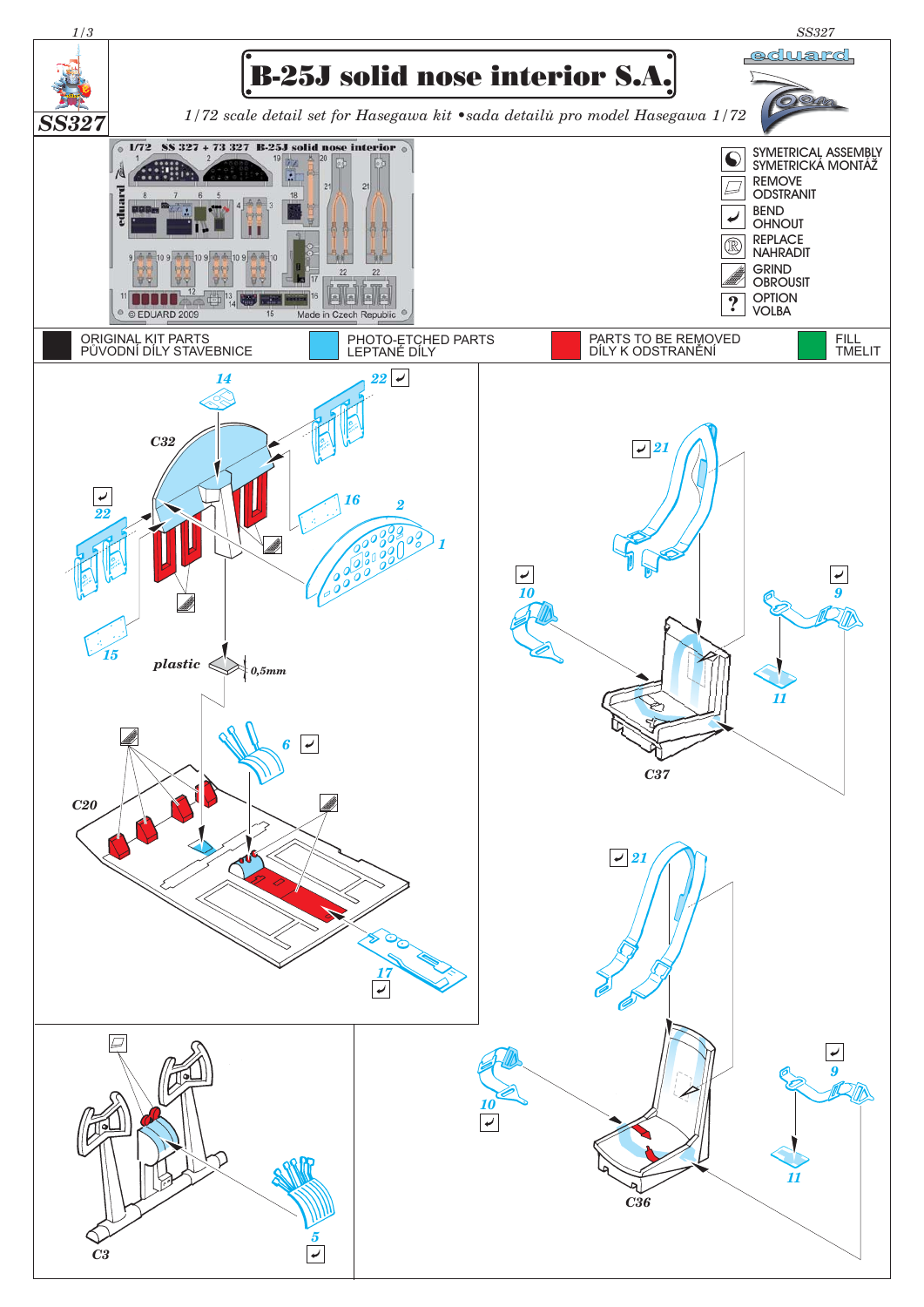# B-25J solid nose interior S.A.

**SS327**

*1/72 scale detail set for Hasegawa kit • sada detailů pro model Hasegawa 1/72*

- SYMETRICAL ASSEMBLY / SYMETRICKÁ MONTÁŽ
- REMOVE / ODSTRANIT
- BEND / OHNOUT
- REPLACE / NAHRADIT
- GRIND / OBROUSIT
- OPTION / VOLBA

| | | | |
|---|---|---|---|
| ORIGINAL KIT PARTS / PŮVODNÍ DÍLY STAVEBNICE | PHOTO-ETCHED PARTS / LEPTANÉ DÍLY | PARTS TO BE REMOVED / DÍLY K ODSTRANĚNÍ | FILL / TMELIT |

1/72 SS 327 + 73 327 B-25J solid nose interior — © EDUARD 2009 — Made in Czech Republic

C32 — 14, 22, 22, 16, 2, 1, 15 — plastic 0,5mm

C20 — 6, 17

C3 — 5

C37 — 21, 10, 9, 11

C36 — 21, 10, 9, 11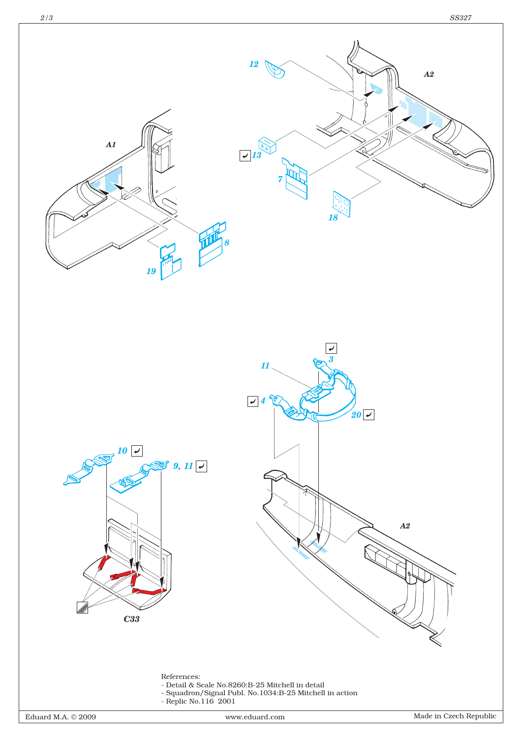A1

19

8

12

A2

13

7

18

11

3

4

20

A2

10

9, 11

C33

References:
- Detail & Scale No.8260:B-25 Mitchell in detail
- Squadron/Signal Publ. No.1034:B-25 Mitchell in action
- Replic No.116 2001

Eduard M.A. © 2009 www.eduard.com Made in Czech Republic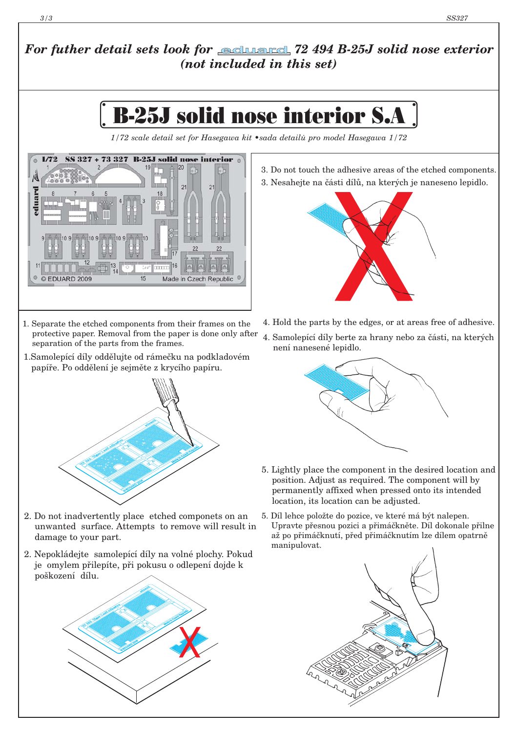*For futher detail sets look for eduard 72 494 B-25J solid nose exterior (not included in this set)*

# B-25J solid nose interior S.A

*1/72 scale detail set for Hasegawa kit •sada detailů pro model Hasegawa 1/72*

1/72 SS 327 + 73 327 B-25J solid nose interior

© EDUARD 2009 Made in Czech Republic

1. Separate the etched components from their frames on the protective paper. Removal from the paper is done only after separation of the parts from the frames.

1. Samolepící díly oddělujte od rámečku na podkladovém papíře. Po oddělení je sejměte z krycího papíru.

2. Do not inadvertently place etched componets on an unwanted surface. Attempts to remove will result in damage to your part.

2. Nepokládejte samolepící díly na volné plochy. Pokud je omylem přilepíte, při pokusu o odlepení dojde k poškození dílu.

3. Do not touch the adhesive areas of the etched components.

3. Nesahejte na části dílů, na kterých je naneseno lepidlo.

4. Hold the parts by the edges, or at areas free of adhesive.

4. Samolepící díly berte za hrany nebo za části, na kterých není nanesené lepidlo.

5. Lightly place the component in the desired location and position. Adjust as required. The component will by permanently affixed when pressed onto its intended location, its location can be adjusted.

5. Díl lehce položte do pozice, ve které má být nalepen. Upravte přesnou pozici a přimáčkněte. Díl dokonale přilne až po přimáčknutí, před přimáčknutím lze dílem opatrně manipulovat.